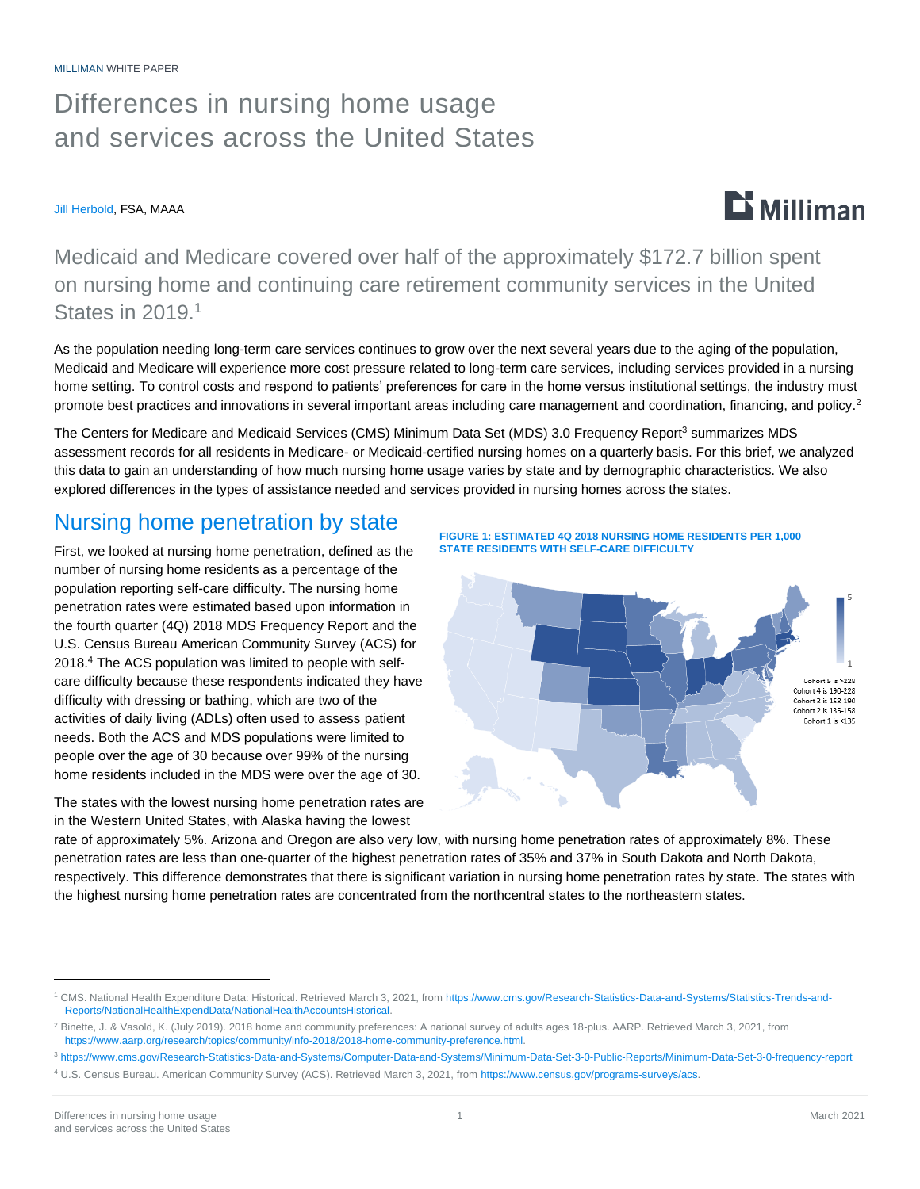MILLIMAN WHITE PAPER

# Differences in nursing home usage and services across the United States

Jill Herbold, FSA, MAAA

## Medicaid and Medicare covered over half of the approximately $172.7 billion spent on nursing home and continuing care retirement community services in the United States in 2019.[1]

As the population needing long-term care services continues to grow over the next several years due to the aging of the population, Medicaid and Medicare will experience more cost pressure related to long-term care services, including services provided in a nursing home setting. To control costs and respond to patients' preferences for care in the home versus institutional settings, the industry must promote best practices and innovations in several important areas including care management and coordination, financing, and policy.[2]

The Centers for Medicare and Medicaid Services (CMS) Minimum Data Set (MDS) 3.0 Frequency Report[3] summarizes MDS assessment records for all residents in Medicare- or Medicaid-certified nursing homes on a quarterly basis. For this brief, we analyzed this data to gain an understanding of how much nursing home usage varies by state and by demographic characteristics. We also explored differences in the types of assistance needed and services provided in nursing homes across the states.

## Nursing home penetration by state

First, we looked at nursing home penetration, defined as the number of nursing home residents as a percentage of the population reporting self-care difficulty. The nursing home penetration rates were estimated based upon information in the fourth quarter (4Q) 2018 MDS Frequency Report and the U.S. Census Bureau American Community Survey (ACS) for 2018.[4] The ACS population was limited to people with self-care difficulty because these respondents indicated they have difficulty with dressing or bathing, which are two of the activities of daily living (ADLs) often used to assess patient needs. Both the ACS and MDS populations were limited to people over the age of 30 because over 99% of the nursing home residents included in the MDS were over the age of 30.

**FIGURE 1: ESTIMATED 4Q 2018 NURSING HOME RESIDENTS PER 1,000 STATE RESIDENTS WITH SELF-CARE DIFFICULTY**

Cohort 5 is >228
Cohort 4 is 190-228
Cohort 3 is 158-190
Cohort 2 is 135-158
Cohort 1 is <135

The states with the lowest nursing home penetration rates are in the Western United States, with Alaska having the lowest rate of approximately 5%. Arizona and Oregon are also very low, with nursing home penetration rates of approximately 8%. These penetration rates are less than one-quarter of the highest penetration rates of 35% and 37% in South Dakota and North Dakota, respectively. This difference demonstrates that there is significant variation in nursing home penetration rates by state. The states with the highest nursing home penetration rates are concentrated from the northcentral states to the northeastern states.

---

[1] CMS. National Health Expenditure Data: Historical. Retrieved March 3, 2021, from https://www.cms.gov/Research-Statistics-Data-and-Systems/Statistics-Trends-and-Reports/NationalHealthExpendData/NationalHealthAccountsHistorical.

[2] Binette, J. & Vasold, K. (July 2019). 2018 home and community preferences: A national survey of adults ages 18-plus. AARP. Retrieved March 3, 2021, from https://www.aarp.org/research/topics/community/info-2018/2018-home-community-preference.html.

[3] https://www.cms.gov/Research-Statistics-Data-and-Systems/Computer-Data-and-Systems/Minimum-Data-Set-3-0-Public-Reports/Minimum-Data-Set-3-0-frequency-report

[4] U.S. Census Bureau. American Community Survey (ACS). Retrieved March 3, 2021, from https://www.census.gov/programs-surveys/acs.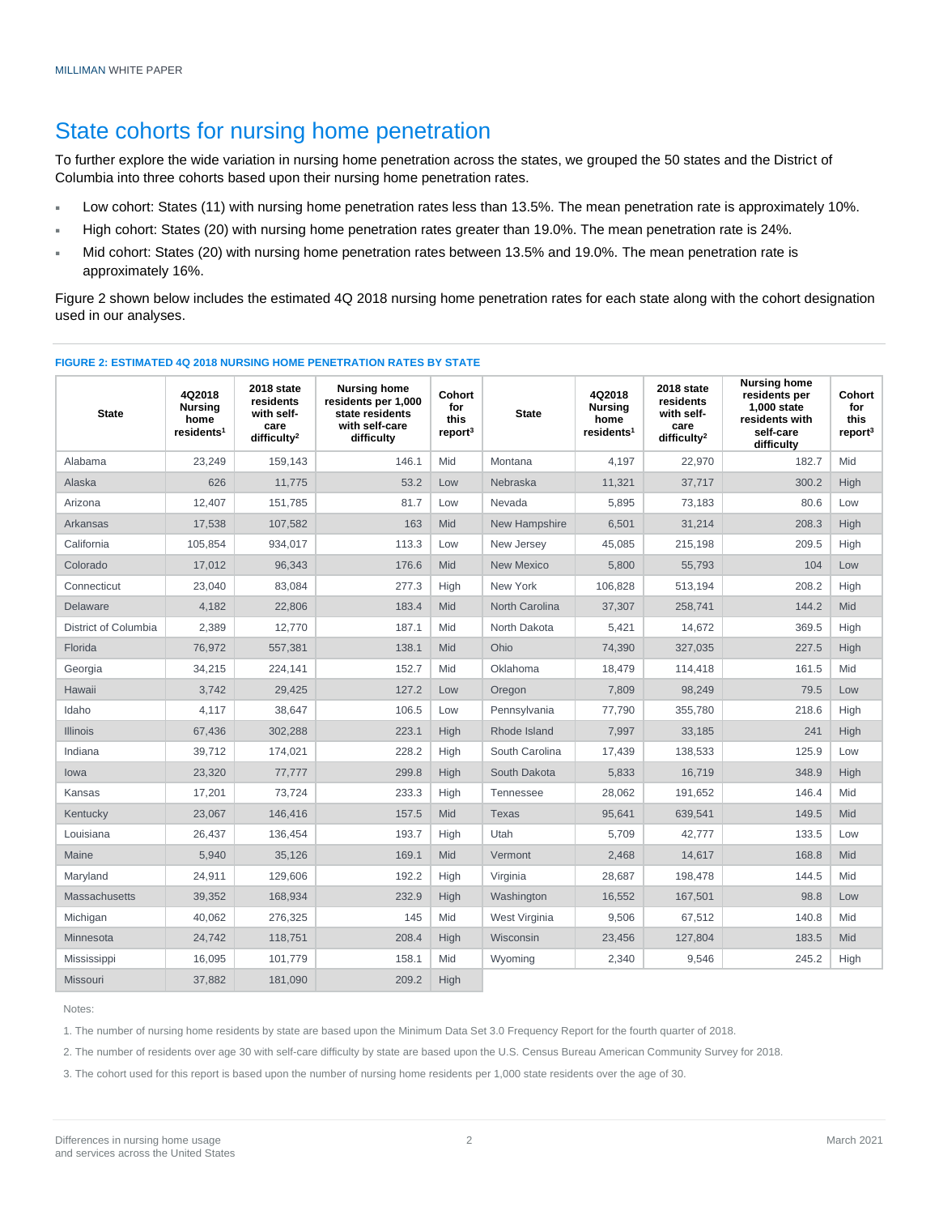## State cohorts for nursing home penetration

To further explore the wide variation in nursing home penetration across the states, we grouped the 50 states and the District of Columbia into three cohorts based upon their nursing home penetration rates.

- Low cohort: States (11) with nursing home penetration rates less than 13.5%. The mean penetration rate is approximately 10%.
- High cohort: States (20) with nursing home penetration rates greater than 19.0%. The mean penetration rate is 24%.
- Mid cohort: States (20) with nursing home penetration rates between 13.5% and 19.0%. The mean penetration rate is approximately 16%.

Figure 2 shown below includes the estimated 4Q 2018 nursing home penetration rates for each state along with the cohort designation used in our analyses.

**FIGURE 2: ESTIMATED 4Q 2018 NURSING HOME PENETRATION RATES BY STATE**

| State | 4Q2018 Nursing home residents[1] | 2018 state residents with self-care difficulty[2] | Nursing home residents per 1,000 state residents with self-care difficulty | Cohort for this report[3] | State | 4Q2018 Nursing home residents[1] | 2018 state residents with self-care difficulty[2] | Nursing home residents per 1,000 state residents with self-care difficulty | Cohort for this report[3] |
|---|---|---|---|---|---|---|---|---|---|
| Alabama | 23,249 | 159,143 | 146.1 | Mid | Montana | 4,197 | 22,970 | 182.7 | Mid |
| Alaska | 626 | 11,775 | 53.2 | Low | Nebraska | 11,321 | 37,717 | 300.2 | High |
| Arizona | 12,407 | 151,785 | 81.7 | Low | Nevada | 5,895 | 73,183 | 80.6 | Low |
| Arkansas | 17,538 | 107,582 | 163 | Mid | New Hampshire | 6,501 | 31,214 | 208.3 | High |
| California | 105,854 | 934,017 | 113.3 | Low | New Jersey | 45,085 | 215,198 | 209.5 | High |
| Colorado | 17,012 | 96,343 | 176.6 | Mid | New Mexico | 5,800 | 55,793 | 104 | Low |
| Connecticut | 23,040 | 83,084 | 277.3 | High | New York | 106,828 | 513,194 | 208.2 | High |
| Delaware | 4,182 | 22,806 | 183.4 | Mid | North Carolina | 37,307 | 258,741 | 144.2 | Mid |
| District of Columbia | 2,389 | 12,770 | 187.1 | Mid | North Dakota | 5,421 | 14,672 | 369.5 | High |
| Florida | 76,972 | 557,381 | 138.1 | Mid | Ohio | 74,390 | 327,035 | 227.5 | High |
| Georgia | 34,215 | 224,141 | 152.7 | Mid | Oklahoma | 18,479 | 114,418 | 161.5 | Mid |
| Hawaii | 3,742 | 29,425 | 127.2 | Low | Oregon | 7,809 | 98,249 | 79.5 | Low |
| Idaho | 4,117 | 38,647 | 106.5 | Low | Pennsylvania | 77,790 | 355,780 | 218.6 | High |
| Illinois | 67,436 | 302,288 | 223.1 | High | Rhode Island | 7,997 | 33,185 | 241 | High |
| Indiana | 39,712 | 174,021 | 228.2 | High | South Carolina | 17,439 | 138,533 | 125.9 | Low |
| Iowa | 23,320 | 77,777 | 299.8 | High | South Dakota | 5,833 | 16,719 | 348.9 | High |
| Kansas | 17,201 | 73,724 | 233.3 | High | Tennessee | 28,062 | 191,652 | 146.4 | Mid |
| Kentucky | 23,067 | 146,416 | 157.5 | Mid | Texas | 95,641 | 639,541 | 149.5 | Mid |
| Louisiana | 26,437 | 136,454 | 193.7 | High | Utah | 5,709 | 42,777 | 133.5 | Low |
| Maine | 5,940 | 35,126 | 169.1 | Mid | Vermont | 2,468 | 14,617 | 168.8 | Mid |
| Maryland | 24,911 | 129,606 | 192.2 | High | Virginia | 28,687 | 198,478 | 144.5 | Mid |
| Massachusetts | 39,352 | 168,934 | 232.9 | High | Washington | 16,552 | 167,501 | 98.8 | Low |
| Michigan | 40,062 | 276,325 | 145 | Mid | West Virginia | 9,506 | 67,512 | 140.8 | Mid |
| Minnesota | 24,742 | 118,751 | 208.4 | High | Wisconsin | 23,456 | 127,804 | 183.5 | Mid |
| Mississippi | 16,095 | 101,779 | 158.1 | Mid | Wyoming | 2,340 | 9,546 | 245.2 | High |
| Missouri | 37,882 | 181,090 | 209.2 | High | | | | | |

Notes:

1. The number of nursing home residents by state are based upon the Minimum Data Set 3.0 Frequency Report for the fourth quarter of 2018.

2. The number of residents over age 30 with self-care difficulty by state are based upon the U.S. Census Bureau American Community Survey for 2018.

3. The cohort used for this report is based upon the number of nursing home residents per 1,000 state residents over the age of 30.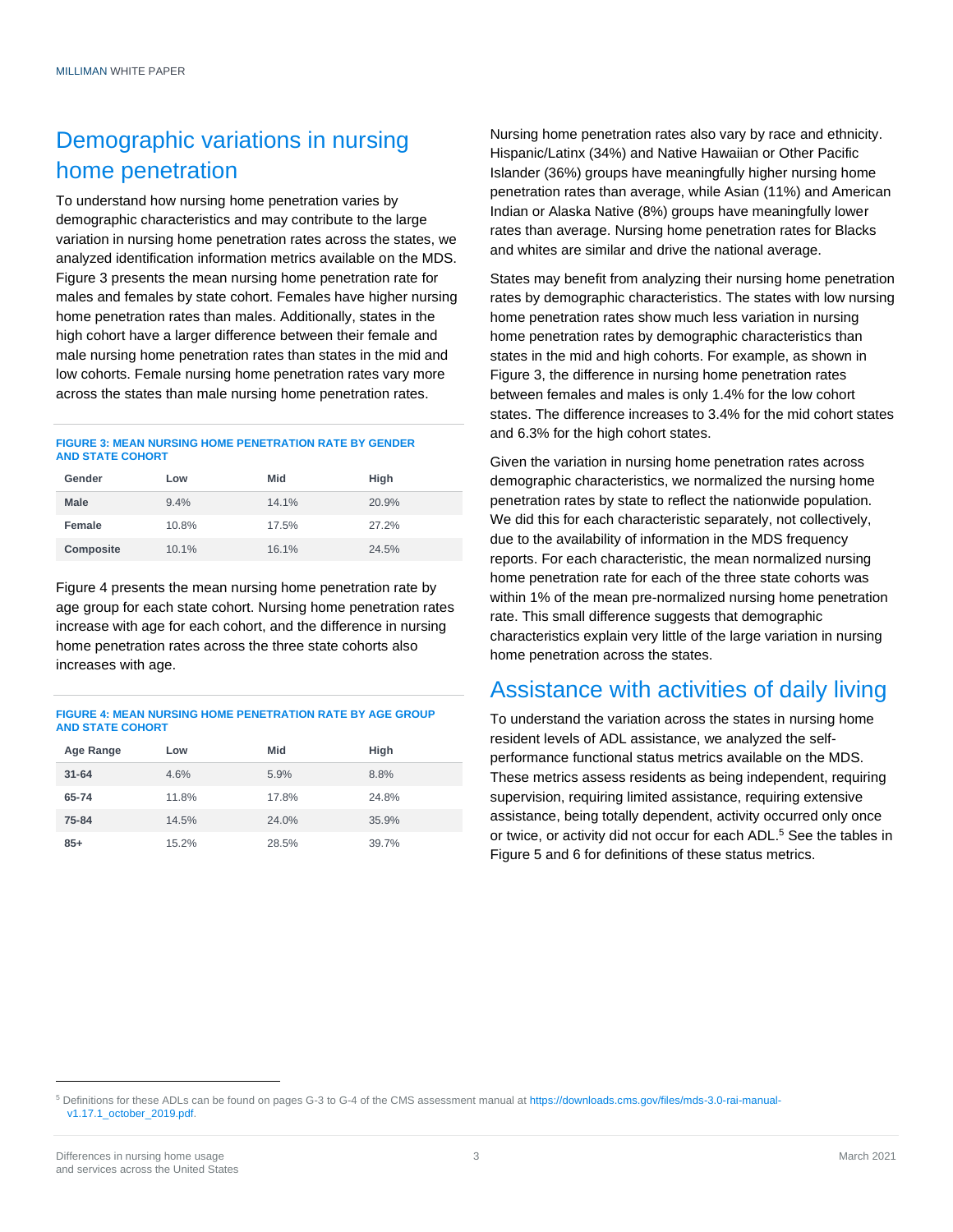## Demographic variations in nursing home penetration

To understand how nursing home penetration varies by demographic characteristics and may contribute to the large variation in nursing home penetration rates across the states, we analyzed identification information metrics available on the MDS. Figure 3 presents the mean nursing home penetration rate for males and females by state cohort. Females have higher nursing home penetration rates than males. Additionally, states in the high cohort have a larger difference between their female and male nursing home penetration rates than states in the mid and low cohorts. Female nursing home penetration rates vary more across the states than male nursing home penetration rates.

**FIGURE 3: MEAN NURSING HOME PENETRATION RATE BY GENDER AND STATE COHORT**

| Gender | Low | Mid | High |
|---|---|---|---|
| **Male** | 9.4% | 14.1% | 20.9% |
| **Female** | 10.8% | 17.5% | 27.2% |
| **Composite** | 10.1% | 16.1% | 24.5% |

Figure 4 presents the mean nursing home penetration rate by age group for each state cohort. Nursing home penetration rates increase with age for each cohort, and the difference in nursing home penetration rates across the three state cohorts also increases with age.

**FIGURE 4: MEAN NURSING HOME PENETRATION RATE BY AGE GROUP AND STATE COHORT**

| Age Range | Low | Mid | High |
|---|---|---|---|
| **31-64** | 4.6% | 5.9% | 8.8% |
| **65-74** | 11.8% | 17.8% | 24.8% |
| **75-84** | 14.5% | 24.0% | 35.9% |
| **85+** | 15.2% | 28.5% | 39.7% |

Nursing home penetration rates also vary by race and ethnicity. Hispanic/Latinx (34%) and Native Hawaiian or Other Pacific Islander (36%) groups have meaningfully higher nursing home penetration rates than average, while Asian (11%) and American Indian or Alaska Native (8%) groups have meaningfully lower rates than average. Nursing home penetration rates for Blacks and whites are similar and drive the national average.

States may benefit from analyzing their nursing home penetration rates by demographic characteristics. The states with low nursing home penetration rates show much less variation in nursing home penetration rates by demographic characteristics than states in the mid and high cohorts. For example, as shown in Figure 3, the difference in nursing home penetration rates between females and males is only 1.4% for the low cohort states. The difference increases to 3.4% for the mid cohort states and 6.3% for the high cohort states.

Given the variation in nursing home penetration rates across demographic characteristics, we normalized the nursing home penetration rates by state to reflect the nationwide population. We did this for each characteristic separately, not collectively, due to the availability of information in the MDS frequency reports. For each characteristic, the mean normalized nursing home penetration rate for each of the three state cohorts was within 1% of the mean pre-normalized nursing home penetration rate. This small difference suggests that demographic characteristics explain very little of the large variation in nursing home penetration across the states.

## Assistance with activities of daily living

To understand the variation across the states in nursing home resident levels of ADL assistance, we analyzed the self-performance functional status metrics available on the MDS. These metrics assess residents as being independent, requiring supervision, requiring limited assistance, requiring extensive assistance, being totally dependent, activity occurred only once or twice, or activity did not occur for each ADL.[5] See the tables in Figure 5 and 6 for definitions of these status metrics.

[5] Definitions for these ADLs can be found on pages G-3 to G-4 of the CMS assessment manual at https://downloads.cms.gov/files/mds-3.0-rai-manual-v1.17.1_october_2019.pdf.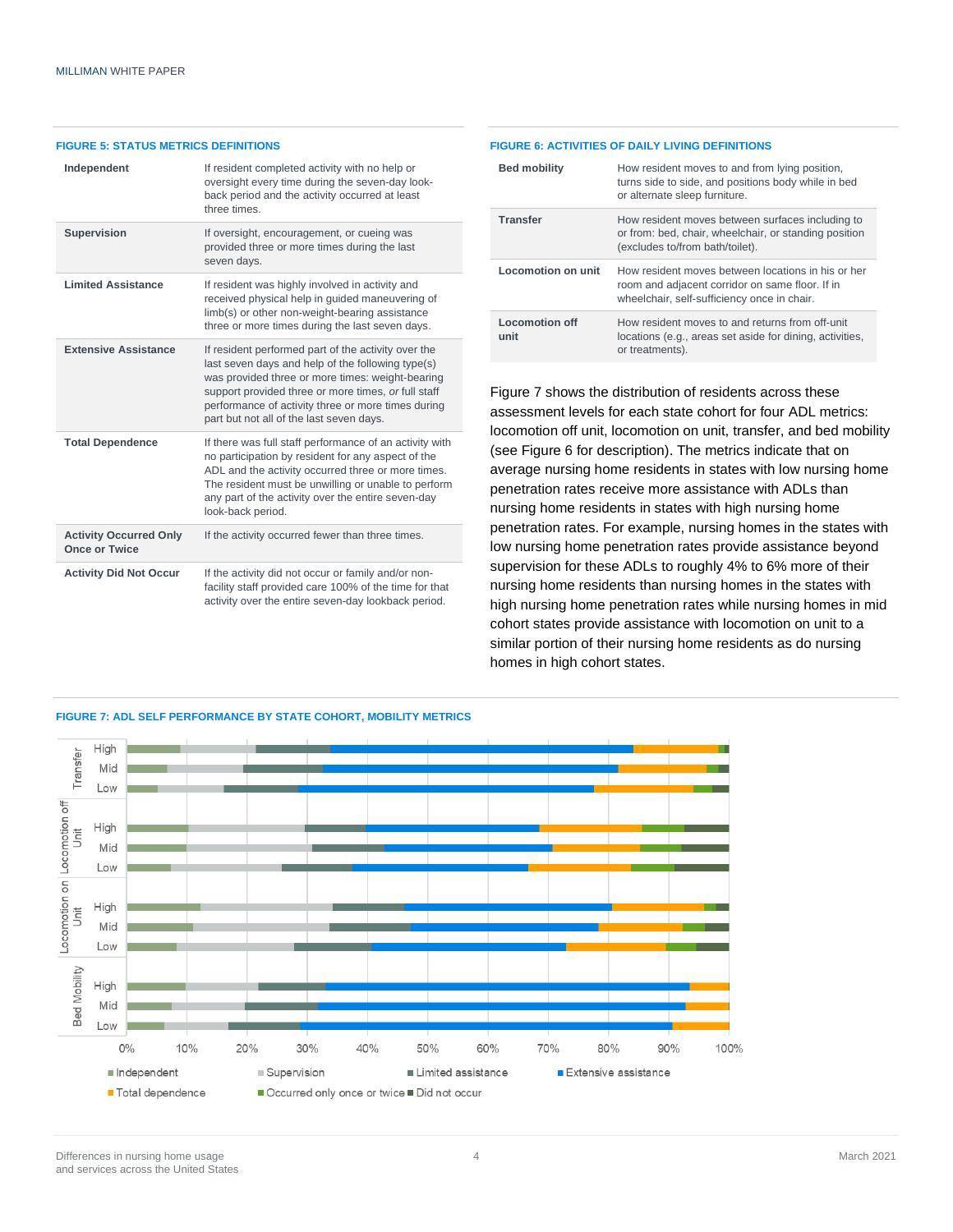#### FIGURE 5: STATUS METRICS DEFINITIONS

| | |
|---|---|
| **Independent** | If resident completed activity with no help or oversight every time during the seven-day look-back period and the activity occurred at least three times. |
| **Supervision** | If oversight, encouragement, or cueing was provided three or more times during the last seven days. |
| **Limited Assistance** | If resident was highly involved in activity and received physical help in guided maneuvering of limb(s) or other non-weight-bearing assistance three or more times during the last seven days. |
| **Extensive Assistance** | If resident performed part of the activity over the last seven days and help of the following type(s) was provided three or more times: weight-bearing support provided three or more times, *or* full staff performance of activity three or more times during part but not all of the last seven days. |
| **Total Dependence** | If there was full staff performance of an activity with no participation by resident for any aspect of the ADL and the activity occurred three or more times. The resident must be unwilling or unable to perform any part of the activity over the entire seven-day look-back period. |
| **Activity Occurred Only Once or Twice** | If the activity occurred fewer than three times. |
| **Activity Did Not Occur** | If the activity did not occur or family and/or non-facility staff provided care 100% of the time for that activity over the entire seven-day lookback period. |

#### FIGURE 6: ACTIVITIES OF DAILY LIVING DEFINITIONS

| | |
|---|---|
| **Bed mobility** | How resident moves to and from lying position, turns side to side, and positions body while in bed or alternate sleep furniture. |
| **Transfer** | How resident moves between surfaces including to or from: bed, chair, wheelchair, or standing position (excludes to/from bath/toilet). |
| **Locomotion on unit** | How resident moves between locations in his or her room and adjacent corridor on same floor. If in wheelchair, self-sufficiency once in chair. |
| **Locomotion off unit** | How resident moves to and returns from off-unit locations (e.g., areas set aside for dining, activities, or treatments). |

Figure 7 shows the distribution of residents across these assessment levels for each state cohort for four ADL metrics: locomotion off unit, locomotion on unit, transfer, and bed mobility (see Figure 6 for description). The metrics indicate that on average nursing home residents in states with low nursing home penetration rates receive more assistance with ADLs than nursing home residents in states with high nursing home penetration rates. For example, nursing homes in the states with low nursing home penetration rates provide assistance beyond supervision for these ADLs to roughly 4% to 6% more of their nursing home residents than nursing homes in the states with high nursing home penetration rates while nursing homes in mid cohort states provide assistance with locomotion on unit to a similar portion of their nursing home residents as do nursing homes in high cohort states.

#### FIGURE 7: ADL SELF PERFORMANCE BY STATE COHORT, MOBILITY METRICS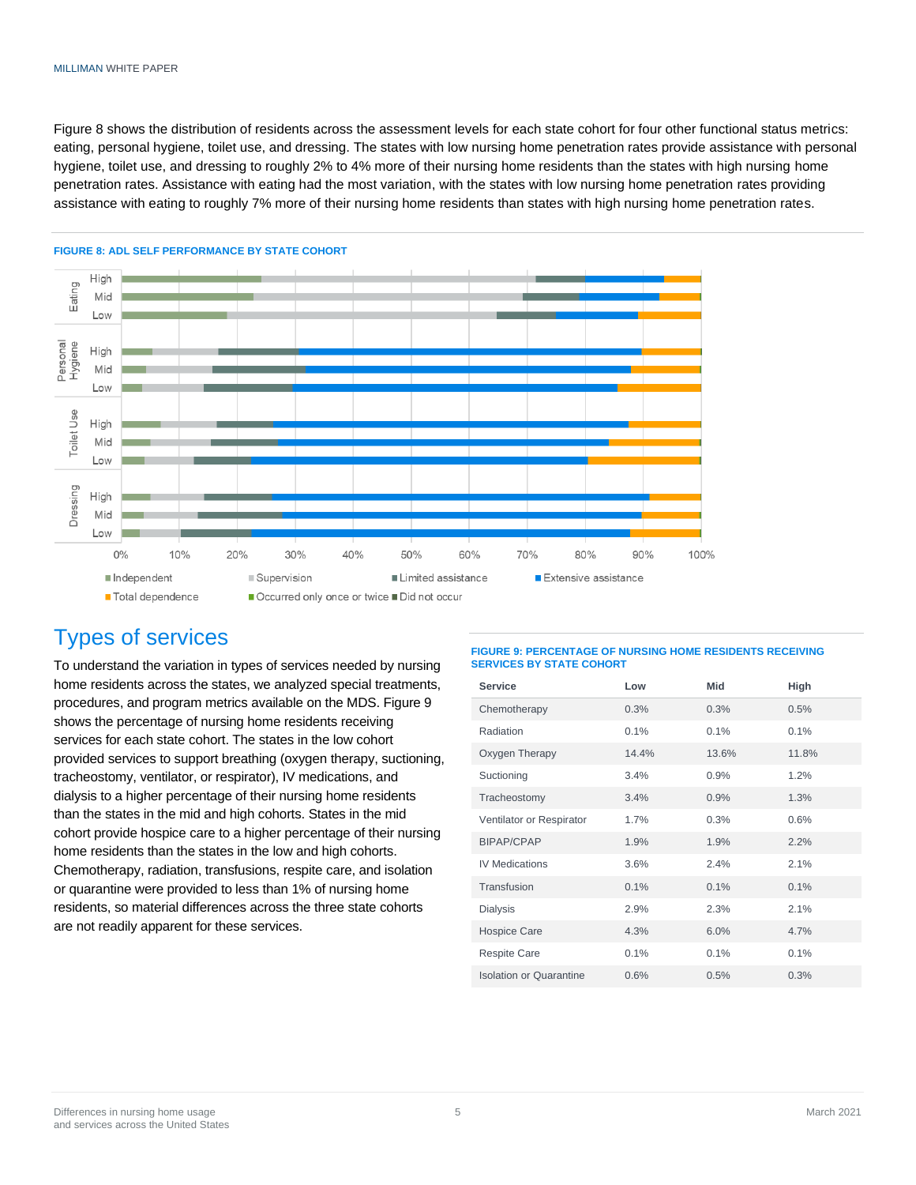Figure 8 shows the distribution of residents across the assessment levels for each state cohort for four other functional status metrics: eating, personal hygiene, toilet use, and dressing. The states with low nursing home penetration rates provide assistance with personal hygiene, toilet use, and dressing to roughly 2% to 4% more of their nursing home residents than the states with high nursing home penetration rates. Assistance with eating had the most variation, with the states with low nursing home penetration rates providing assistance with eating to roughly 7% more of their nursing home residents than states with high nursing home penetration rates.

**FIGURE 8: ADL SELF PERFORMANCE BY STATE COHORT**

## Types of services

To understand the variation in types of services needed by nursing home residents across the states, we analyzed special treatments, procedures, and program metrics available on the MDS. Figure 9 shows the percentage of nursing home residents receiving services for each state cohort. The states in the low cohort provided services to support breathing (oxygen therapy, suctioning, tracheostomy, ventilator, or respirator), IV medications, and dialysis to a higher percentage of their nursing home residents than the states in the mid and high cohorts. States in the mid cohort provide hospice care to a higher percentage of their nursing home residents than the states in the low and high cohorts. Chemotherapy, radiation, transfusions, respite care, and isolation or quarantine were provided to less than 1% of nursing home residents, so material differences across the three state cohorts are not readily apparent for these services.

**FIGURE 9: PERCENTAGE OF NURSING HOME RESIDENTS RECEIVING SERVICES BY STATE COHORT**

| Service | Low | Mid | High |
|---|---|---|---|
| Chemotherapy | 0.3% | 0.3% | 0.5% |
| Radiation | 0.1% | 0.1% | 0.1% |
| Oxygen Therapy | 14.4% | 13.6% | 11.8% |
| Suctioning | 3.4% | 0.9% | 1.2% |
| Tracheostomy | 3.4% | 0.9% | 1.3% |
| Ventilator or Respirator | 1.7% | 0.3% | 0.6% |
| BIPAP/CPAP | 1.9% | 1.9% | 2.2% |
| IV Medications | 3.6% | 2.4% | 2.1% |
| Transfusion | 0.1% | 0.1% | 0.1% |
| Dialysis | 2.9% | 2.3% | 2.1% |
| Hospice Care | 4.3% | 6.0% | 4.7% |
| Respite Care | 0.1% | 0.1% | 0.1% |
| Isolation or Quarantine | 0.6% | 0.5% | 0.3% |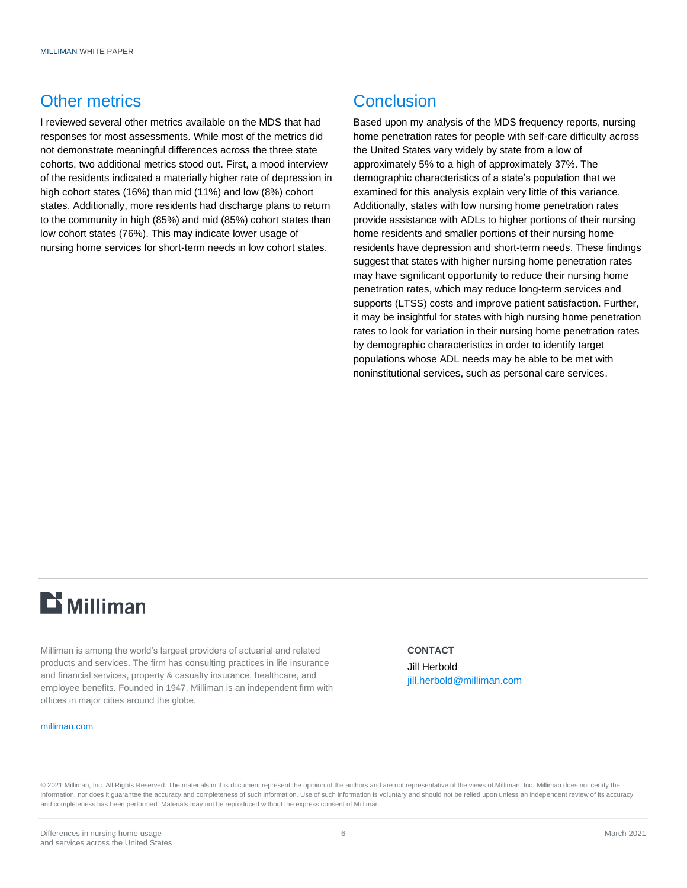## Other metrics

I reviewed several other metrics available on the MDS that had responses for most assessments. While most of the metrics did not demonstrate meaningful differences across the three state cohorts, two additional metrics stood out. First, a mood interview of the residents indicated a materially higher rate of depression in high cohort states (16%) than mid (11%) and low (8%) cohort states. Additionally, more residents had discharge plans to return to the community in high (85%) and mid (85%) cohort states than low cohort states (76%). This may indicate lower usage of nursing home services for short-term needs in low cohort states.

## Conclusion

Based upon my analysis of the MDS frequency reports, nursing home penetration rates for people with self-care difficulty across the United States vary widely by state from a low of approximately 5% to a high of approximately 37%. The demographic characteristics of a state's population that we examined for this analysis explain very little of this variance. Additionally, states with low nursing home penetration rates provide assistance with ADLs to higher portions of their nursing home residents and smaller portions of their nursing home residents have depression and short-term needs. These findings suggest that states with higher nursing home penetration rates may have significant opportunity to reduce their nursing home penetration rates, which may reduce long-term services and supports (LTSS) costs and improve patient satisfaction. Further, it may be insightful for states with high nursing home penetration rates to look for variation in their nursing home penetration rates by demographic characteristics in order to identify target populations whose ADL needs may be able to be met with noninstitutional services, such as personal care services.

Milliman

Milliman is among the world's largest providers of actuarial and related products and services. The firm has consulting practices in life insurance and financial services, property & casualty insurance, healthcare, and employee benefits. Founded in 1947, Milliman is an independent firm with offices in major cities around the globe.

milliman.com

**CONTACT**

Jill Herbold
jill.herbold@milliman.com

© 2021 Milliman, Inc. All Rights Reserved. The materials in this document represent the opinion of the authors and are not representative of the views of Milliman, Inc. Milliman does not certify the information, nor does it guarantee the accuracy and completeness of such information. Use of such information is voluntary and should not be relied upon unless an independent review of its accuracy and completeness has been performed. Materials may not be reproduced without the express consent of Milliman.